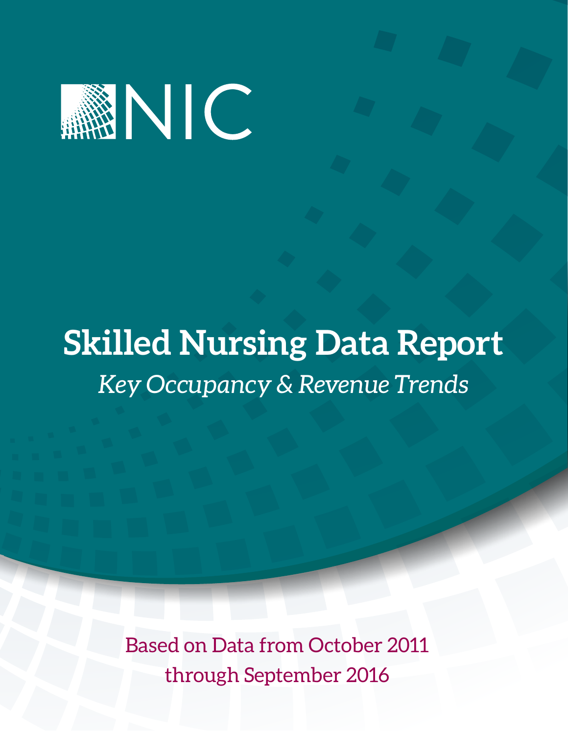NIC

# Skilled Nursing Data Report

*Key Occupancy & Revenue Trends*

Based on Data from October 2011 through September 2016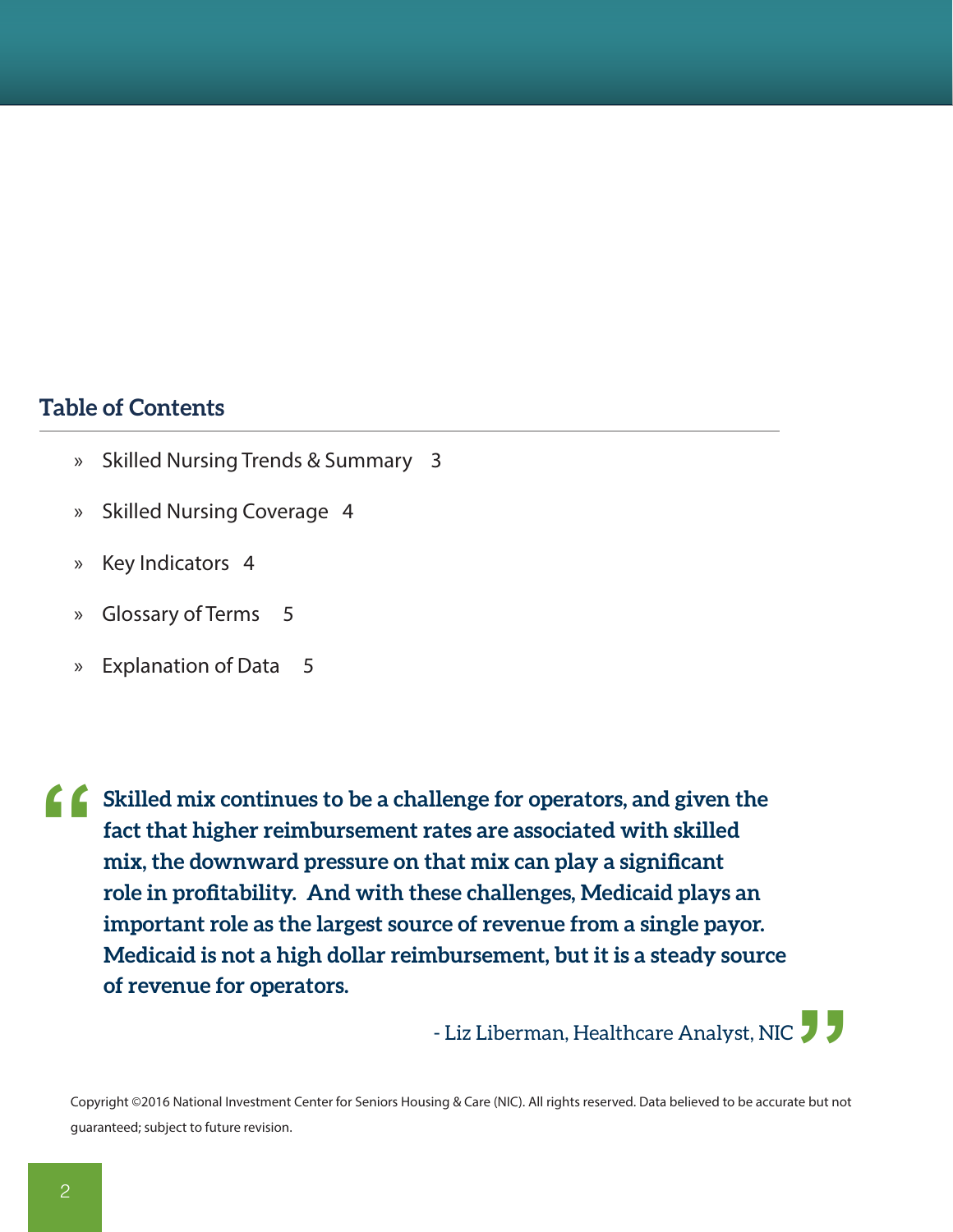## Table of Contents

- Skilled Nursing Trends & Summary 3
- Skilled Nursing Coverage 4
- Key Indicators 4
- Glossary of Terms 5
- Explanation of Data 5

> **"Skilled mix continues to be a challenge for operators, and given the fact that higher reimbursement rates are associated with skilled mix, the downward pressure on that mix can play a significant role in profitability. And with these challenges, Medicaid plays an important role as the largest source of revenue from a single payor. Medicaid is not a high dollar reimbursement, but it is a steady source of revenue for operators."**
>
> \- Liz Liberman, Healthcare Analyst, NIC

Copyright ©2016 National Investment Center for Seniors Housing & Care (NIC). All rights reserved. Data believed to be accurate but not guaranteed; subject to future revision.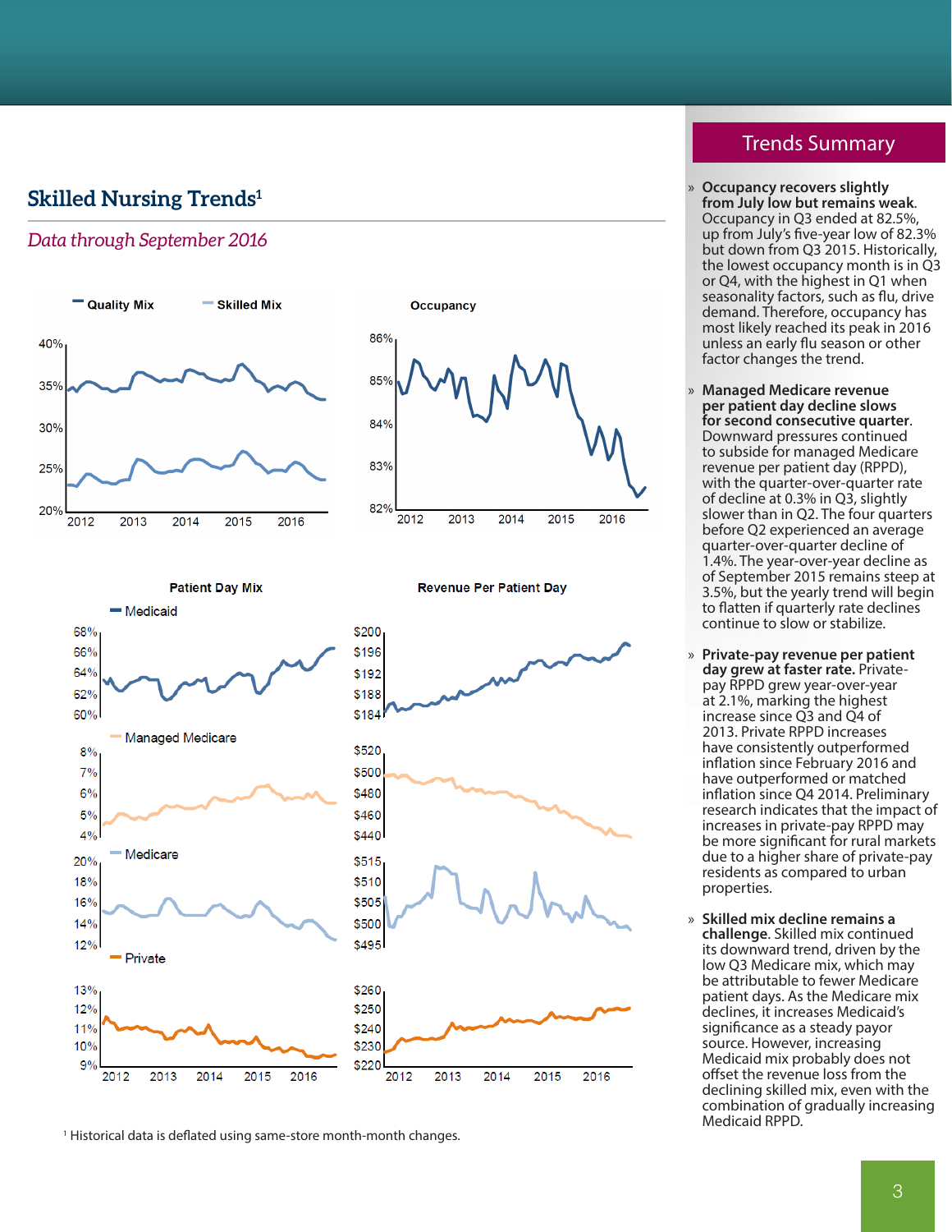## Skilled Nursing Trends[1]

*Data through September 2016*

Quality Mix | Skilled Mix

Occupancy

Patient Day Mix

Revenue Per Patient Day

[1] Historical data is deflated using same-store month-month changes.

## Trends Summary

- **Occupancy recovers slightly from July low but remains weak.** Occupancy in Q3 ended at 82.5%, up from July's five-year low of 82.3% but down from Q3 2015. Historically, the lowest occupancy month is in Q3 or Q4, with the highest in Q1 when seasonality factors, such as flu, drive demand. Therefore, occupancy has most likely reached its peak in 2016 unless an early flu season or other factor changes the trend.

- **Managed Medicare revenue per patient day decline slows for second consecutive quarter.** Downward pressures continued to subside for managed Medicare revenue per patient day (RPPD), with the quarter-over-quarter rate of decline at 0.3% in Q3, slightly slower than in Q2. The four quarters before Q2 experienced an average quarter-over-quarter decline of 1.4%. The year-over-year decline as of September 2015 remains steep at 3.5%, but the yearly trend will begin to flatten if quarterly rate declines continue to slow or stabilize.

- **Private-pay revenue per patient day grew at faster rate.** Private-pay RPPD grew year-over-year at 2.1%, marking the highest increase since Q3 and Q4 of 2013. Private RPPD increases have consistently outperformed inflation since February 2016 and have outperformed or matched inflation since Q4 2014. Preliminary research indicates that the impact of increases in private-pay RPPD may be more significant for rural markets due to a higher share of private-pay residents as compared to urban properties.

- **Skilled mix decline remains a challenge.** Skilled mix continued its downward trend, driven by the low Q3 Medicare mix, which may be attributable to fewer Medicare patient days. As the Medicare mix declines, it increases Medicaid's significance as a steady payor source. However, increasing Medicaid mix probably does not offset the revenue loss from the declining skilled mix, even with the combination of gradually increasing Medicaid RPPD.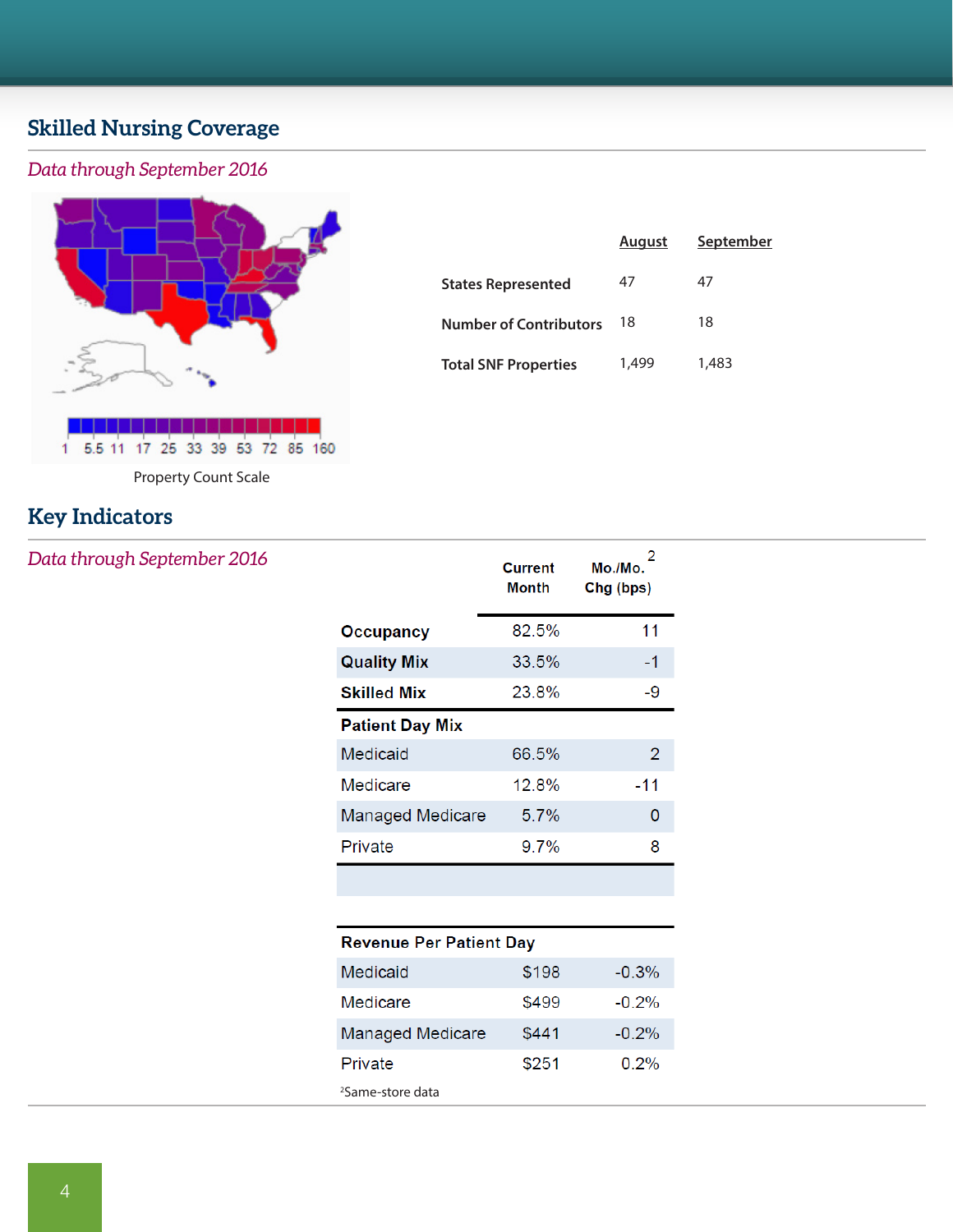## Skilled Nursing Coverage

*Data through September 2016*

1 5.5 11 17 25 33 39 53 72 85 160

Property Count Scale

| | August | September |
|---|---|---|
| States Represented | 47 | 47 |
| Number of Contributors | 18 | 18 |
| Total SNF Properties | 1,499 | 1,483 |

## Key Indicators

*Data through September 2016*

| | Current Month | Mo./Mo. Chg (bps)[2] |
|---|---|---|
| **Occupancy** | 82.5% | 11 |
| **Quality Mix** | 33.5% | -1 |
| **Skilled Mix** | 23.8% | -9 |
| **Patient Day Mix** | | |
| Medicaid | 66.5% | 2 |
| Medicare | 12.8% | -11 |
| Managed Medicare | 5.7% | 0 |
| Private | 9.7% | 8 |
| **Revenue Per Patient Day** | | |
| Medicaid | $198 | -0.3% |
| Medicare | $499 | -0.2% |
| Managed Medicare | $441 | -0.2% |
| Private | $251 | 0.2% |

[2]Same-store data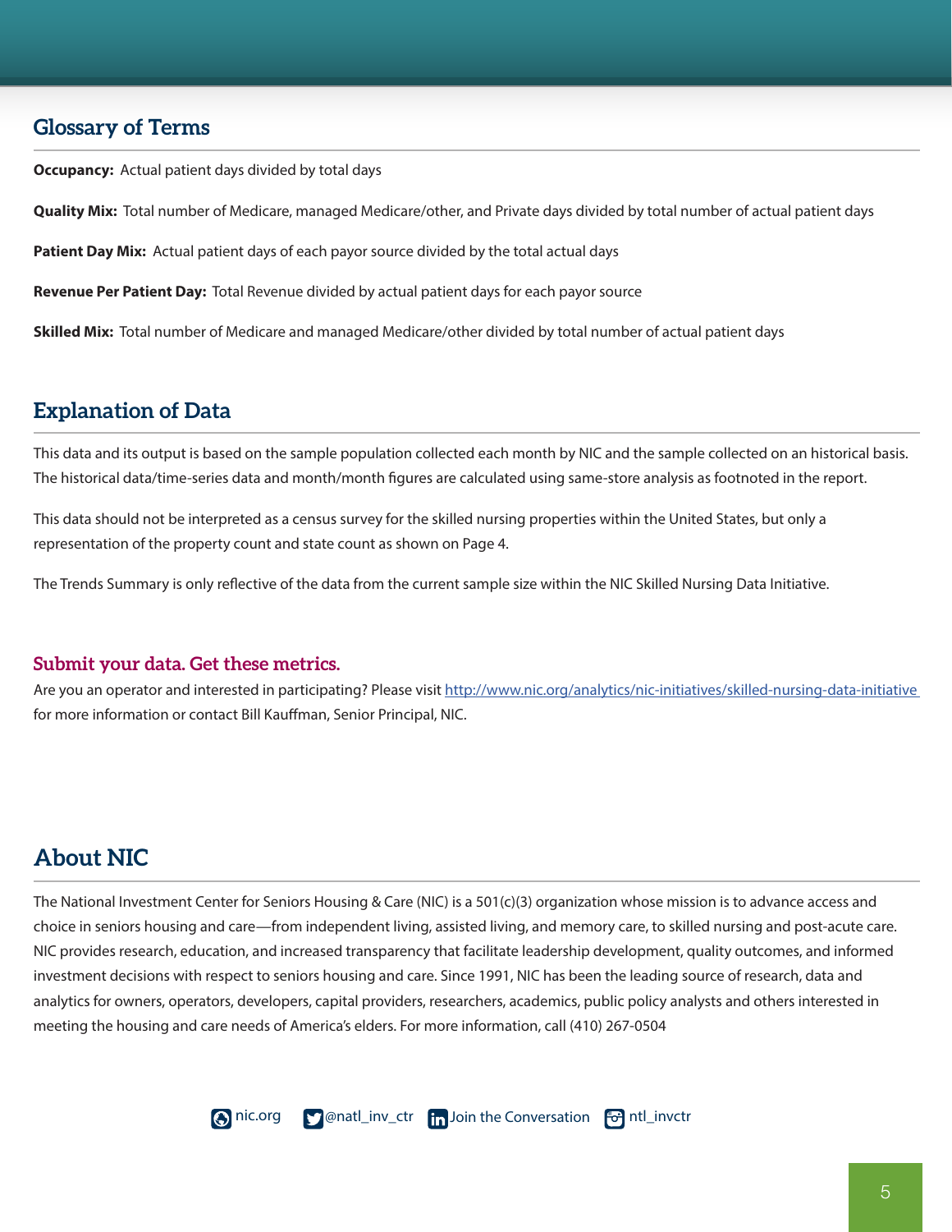## Glossary of Terms

**Occupancy:** Actual patient days divided by total days

**Quality Mix:** Total number of Medicare, managed Medicare/other, and Private days divided by total number of actual patient days

**Patient Day Mix:** Actual patient days of each payor source divided by the total actual days

**Revenue Per Patient Day:** Total Revenue divided by actual patient days for each payor source

**Skilled Mix:** Total number of Medicare and managed Medicare/other divided by total number of actual patient days

## Explanation of Data

This data and its output is based on the sample population collected each month by NIC and the sample collected on an historical basis. The historical data/time-series data and month/month figures are calculated using same-store analysis as footnoted in the report.

This data should not be interpreted as a census survey for the skilled nursing properties within the United States, but only a representation of the property count and state count as shown on Page 4.

The Trends Summary is only reflective of the data from the current sample size within the NIC Skilled Nursing Data Initiative.

### Submit your data. Get these metrics.

Are you an operator and interested in participating? Please visit http://www.nic.org/analytics/nic-initiatives/skilled-nursing-data-initiative for more information or contact Bill Kauffman, Senior Principal, NIC.

## About NIC

The National Investment Center for Seniors Housing & Care (NIC) is a 501(c)(3) organization whose mission is to advance access and choice in seniors housing and care—from independent living, assisted living, and memory care, to skilled nursing and post-acute care. NIC provides research, education, and increased transparency that facilitate leadership development, quality outcomes, and informed investment decisions with respect to seniors housing and care. Since 1991, NIC has been the leading source of research, data and analytics for owners, operators, developers, capital providers, researchers, academics, public policy analysts and others interested in meeting the housing and care needs of America's elders. For more information, call (410) 267-0504

nic.org @natl_inv_ctr Join the Conversation ntl_invctr